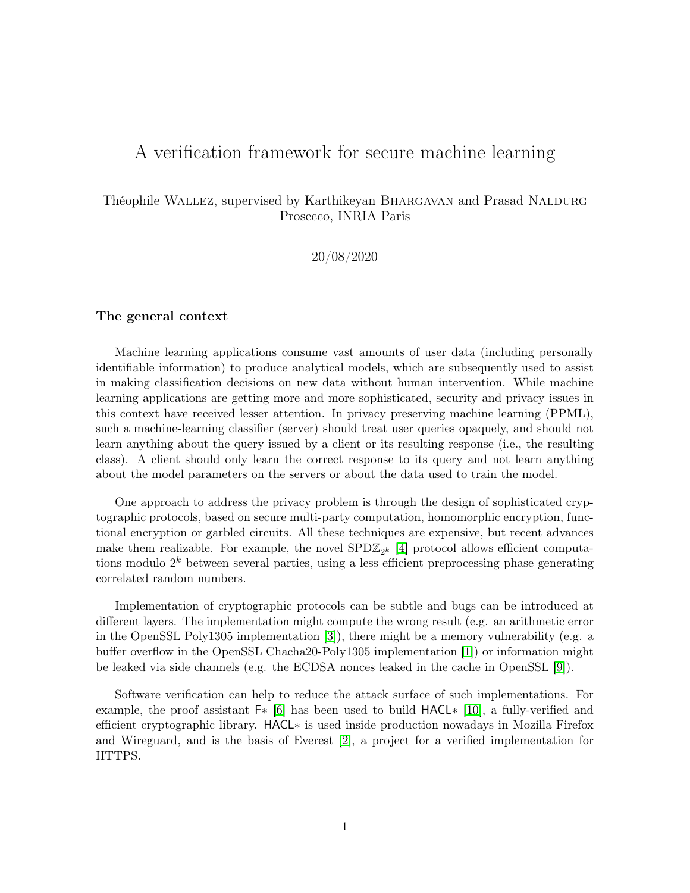# A verification framework for secure machine learning

Théophile Wallez, supervised by Karthikeyan Bhargavan and Prasad Naldurg
Prosecco, INRIA Paris

20/08/2020

### The general context

Machine learning applications consume vast amounts of user data (including personally identifiable information) to produce analytical models, which are subsequently used to assist in making classification decisions on new data without human intervention. While machine learning applications are getting more and more sophisticated, security and privacy issues in this context have received lesser attention. In privacy preserving machine learning (PPML), such a machine-learning classifier (server) should treat user queries opaquely, and should not learn anything about the query issued by a client or its resulting response (i.e., the resulting class). A client should only learn the correct response to its query and not learn anything about the model parameters on the servers or about the data used to train the model.

One approach to address the privacy problem is through the design of sophisticated cryptographic protocols, based on secure multi-party computation, homomorphic encryption, functional encryption or garbled circuits. All these techniques are expensive, but recent advances make them realizable. For example, the novel SPD$\mathbb{Z}_{2^k}$ [4] protocol allows efficient computations modulo $2^k$ between several parties, using a less efficient preprocessing phase generating correlated random numbers.

Implementation of cryptographic protocols can be subtle and bugs can be introduced at different layers. The implementation might compute the wrong result (e.g. an arithmetic error in the OpenSSL Poly1305 implementation [3]), there might be a memory vulnerability (e.g. a buffer overflow in the OpenSSL Chacha20-Poly1305 implementation [1]) or information might be leaked via side channels (e.g. the ECDSA nonces leaked in the cache in OpenSSL [9]).

Software verification can help to reduce the attack surface of such implementations. For example, the proof assistant F$*$ [6] has been used to build HACL$*$ [10], a fully-verified and efficient cryptographic library. HACL$*$ is used inside production nowadays in Mozilla Firefox and Wireguard, and is the basis of Everest [2], a project for a verified implementation for HTTPS.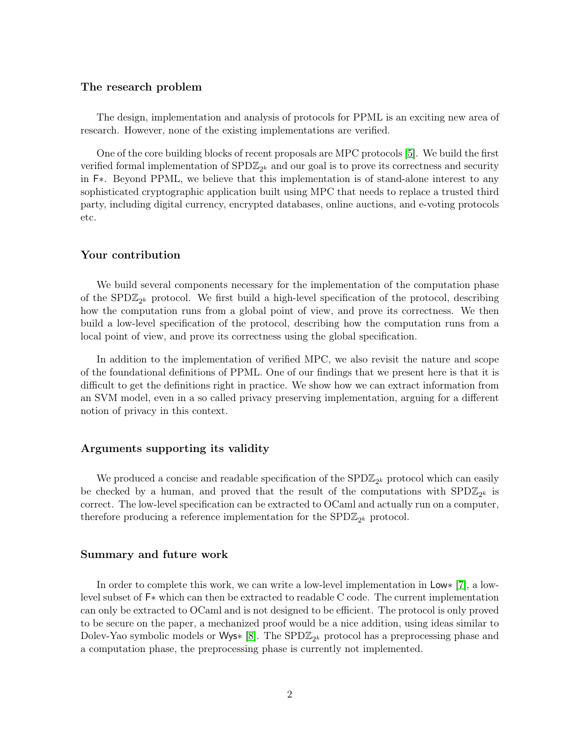### The research problem

The design, implementation and analysis of protocols for PPML is an exciting new area of research. However, none of the existing implementations are verified.

One of the core building blocks of recent proposals are MPC protocols [5]. We build the first verified formal implementation of $\text{SPD}\mathbb{Z}_{2^k}$ and our goal is to prove its correctness and security in F*. Beyond PPML, we believe that this implementation is of stand-alone interest to any sophisticated cryptographic application built using MPC that needs to replace a trusted third party, including digital currency, encrypted databases, online auctions, and e-voting protocols etc.

### Your contribution

We build several components necessary for the implementation of the computation phase of the $\text{SPD}\mathbb{Z}_{2^k}$ protocol. We first build a high-level specification of the protocol, describing how the computation runs from a global point of view, and prove its correctness. We then build a low-level specification of the protocol, describing how the computation runs from a local point of view, and prove its correctness using the global specification.

In addition to the implementation of verified MPC, we also revisit the nature and scope of the foundational definitions of PPML. One of our findings that we present here is that it is difficult to get the definitions right in practice. We show how we can extract information from an SVM model, even in a so called privacy preserving implementation, arguing for a different notion of privacy in this context.

### Arguments supporting its validity

We produced a concise and readable specification of the $\text{SPD}\mathbb{Z}_{2^k}$ protocol which can easily be checked by a human, and proved that the result of the computations with $\text{SPD}\mathbb{Z}_{2^k}$ is correct. The low-level specification can be extracted to OCaml and actually run on a computer, therefore producing a reference implementation for the $\text{SPD}\mathbb{Z}_{2^k}$ protocol.

### Summary and future work

In order to complete this work, we can write a low-level implementation in Low* [7], a low-level subset of F* which can then be extracted to readable C code. The current implementation can only be extracted to OCaml and is not designed to be efficient. The protocol is only proved to be secure on the paper, a mechanized proof would be a nice addition, using ideas similar to Dolev-Yao symbolic models or Wys* [8]. The $\text{SPD}\mathbb{Z}_{2^k}$ protocol has a preprocessing phase and a computation phase, the preprocessing phase is currently not implemented.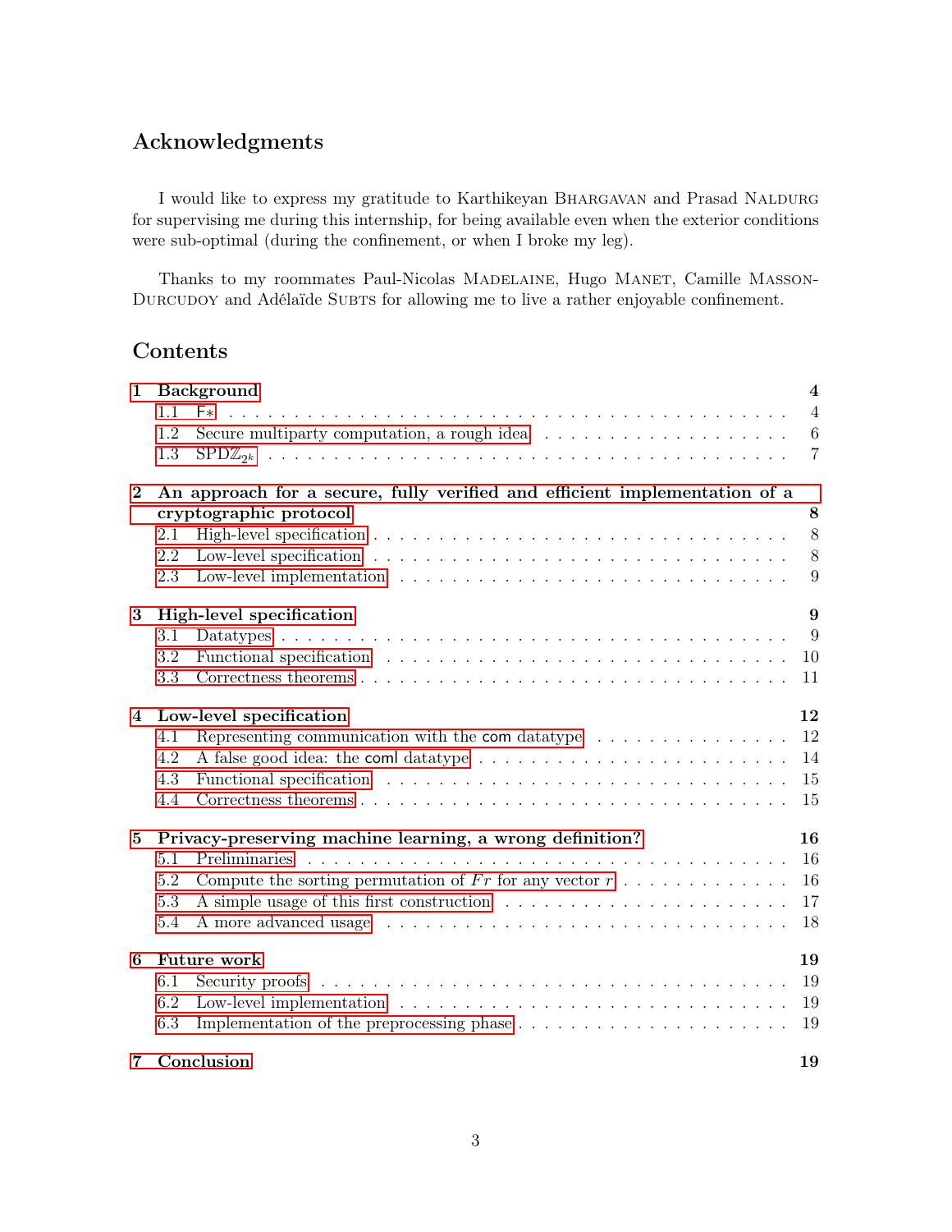## Acknowledgments

I would like to express my gratitude to Karthikeyan Bhargavan and Prasad Naldurg for supervising me during this internship, for being available even when the exterior conditions were sub-optimal (during the confinement, or when I broke my leg).

Thanks to my roommates Paul-Nicolas Madelaine, Hugo Manet, Camille Masson-Durcudoy and Adélaïde Subts for allowing me to live a rather enjoyable confinement.

## Contents

**1 Background** — 4
- 1.1 F∗ — 4
- 1.2 Secure multiparty computation, a rough idea — 6
- 1.3 SPD$\mathbb{Z}_{2^k}$ — 7

**2 An approach for a secure, fully verified and efficient implementation of a cryptographic protocol** — 8
- 2.1 High-level specification — 8
- 2.2 Low-level specification — 8
- 2.3 Low-level implementation — 9

**3 High-level specification** — 9
- 3.1 Datatypes — 9
- 3.2 Functional specification — 10
- 3.3 Correctness theorems — 11

**4 Low-level specification** — 12
- 4.1 Representing communication with the `com` datatype — 12
- 4.2 A false good idea: the `coml` datatype — 14
- 4.3 Functional specification — 15
- 4.4 Correctness theorems — 15

**5 Privacy-preserving machine learning, a wrong definition?** — 16
- 5.1 Preliminaries — 16
- 5.2 Compute the sorting permutation of $Fr$ for any vector $r$ — 16
- 5.3 A simple usage of this first construction — 17
- 5.4 A more advanced usage — 18

**6 Future work** — 19
- 6.1 Security proofs — 19
- 6.2 Low-level implementation — 19
- 6.3 Implementation of the preprocessing phase — 19

**7 Conclusion** — 19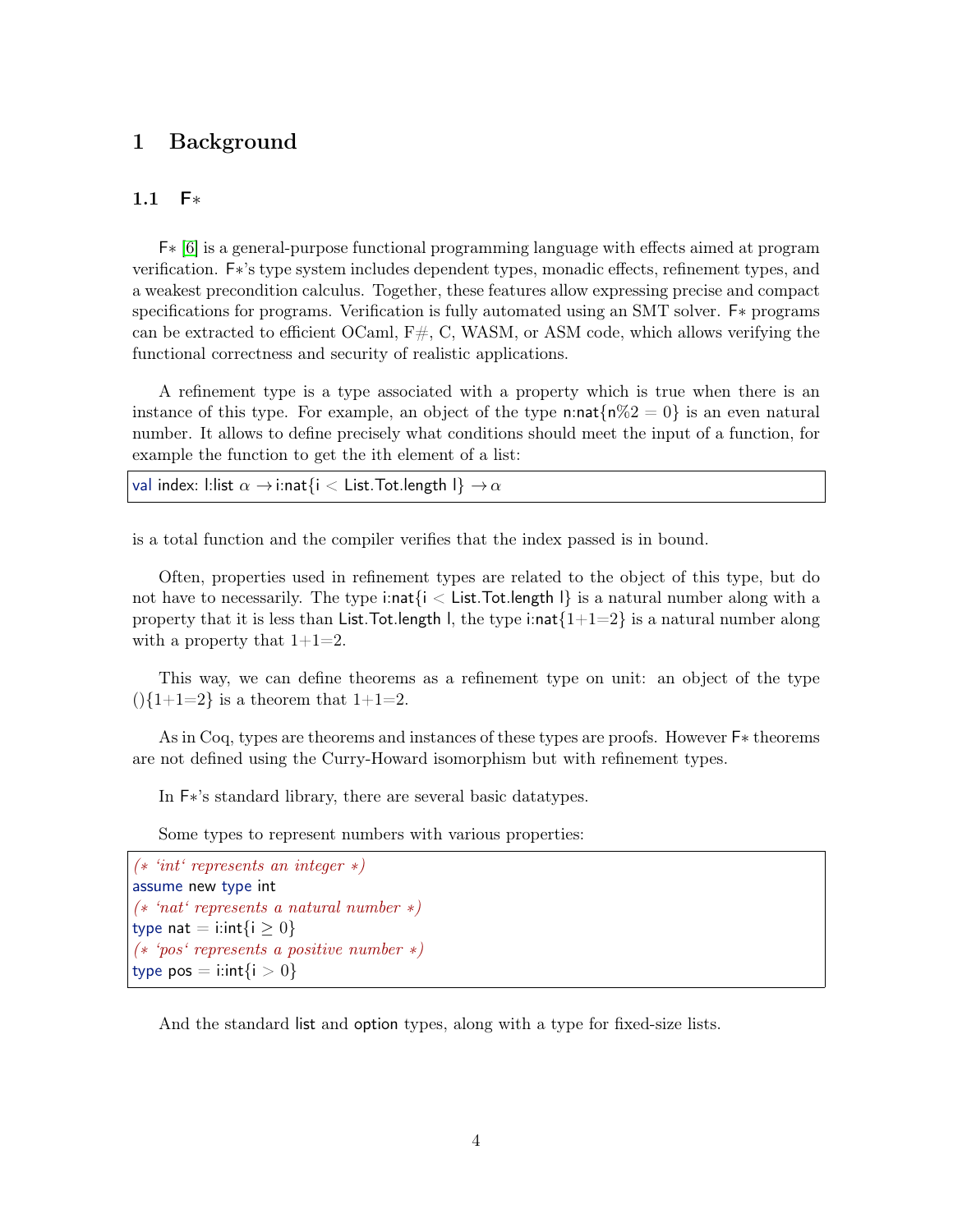# 1 Background

## 1.1 F∗

F∗ [6] is a general-purpose functional programming language with effects aimed at program verification. F∗'s type system includes dependent types, monadic effects, refinement types, and a weakest precondition calculus. Together, these features allow expressing precise and compact specifications for programs. Verification is fully automated using an SMT solver. F∗ programs can be extracted to efficient OCaml, F#, C, WASM, or ASM code, which allows verifying the functional correctness and security of realistic applications.

A refinement type is a type associated with a property which is true when there is an instance of this type. For example, an object of the type n:nat{n%2 = 0} is an even natural number. It allows to define precisely what conditions should meet the input of a function, for example the function to get the ith element of a list:

```
val index: l:list α → i:nat{i < List.Tot.length l} → α
```

is a total function and the compiler verifies that the index passed is in bound.

Often, properties used in refinement types are related to the object of this type, but do not have to necessarily. The type i:nat{i < List.Tot.length l} is a natural number along with a property that it is less than List.Tot.length l, the type i:nat{1+1=2} is a natural number along with a property that 1+1=2.

This way, we can define theorems as a refinement type on unit: an object of the type (){1+1=2} is a theorem that 1+1=2.

As in Coq, types are theorems and instances of these types are proofs. However F∗ theorems are not defined using the Curry-Howard isomorphism but with refinement types.

In F∗'s standard library, there are several basic datatypes.

Some types to represent numbers with various properties:

```
(* `int` represents an integer *)
assume new type int
(* `nat` represents a natural number *)
type nat = i:int{i ≥ 0}
(* `pos` represents a positive number *)
type pos = i:int{i > 0}
```

And the standard list and option types, along with a type for fixed-size lists.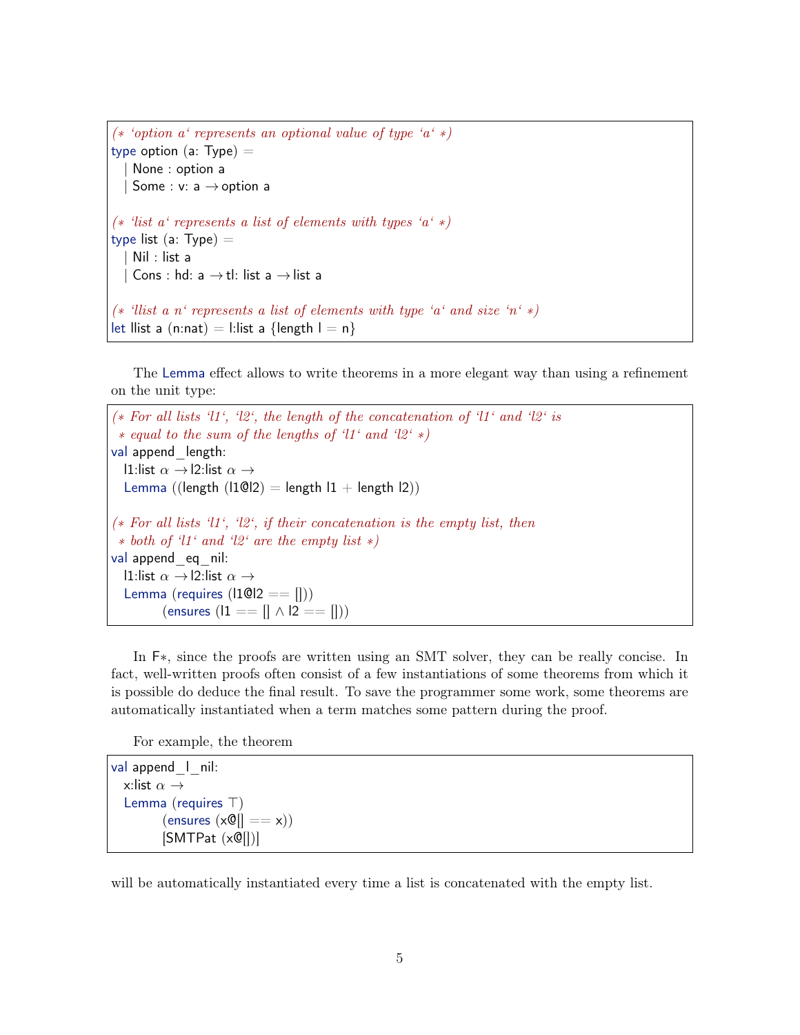```
(* `option a` represents an optional value of type `a` *)
type option (a: Type) =
  | None : option a
  | Some : v: a → option a

(* `list a` represents a list of elements with types `a` *)
type list (a: Type) =
  | Nil : list a
  | Cons : hd: a → tl: list a → list a

(* `llist a n` represents a list of elements with type `a` and size `n` *)
let llist a (n:nat) = l:list a {length l = n}
```

The Lemma effect allows to write theorems in a more elegant way than using a refinement on the unit type:

```
(* For all lists `l1`, `l2`, the length of the concatenation of `l1` and `l2` is
 * equal to the sum of the lengths of `l1` and `l2` *)
val append_length:
  l1:list α → l2:list α →
  Lemma ((length (l1@l2) = length l1 + length l2))

(* For all lists `l1`, `l2`, if their concatenation is the empty list, then
 * both of `l1` and `l2` are the empty list *)
val append_eq_nil:
  l1:list α → l2:list α →
  Lemma (requires (l1@l2 == []))
        (ensures (l1 == [] ∧ l2 == []))
```

In F∗, since the proofs are written using an SMT solver, they can be really concise. In fact, well-written proofs often consist of a few instantiations of some theorems from which it is possible do deduce the final result. To save the programmer some work, some theorems are automatically instantiated when a term matches some pattern during the proof.

For example, the theorem

```
val append_l_nil:
  x:list α →
  Lemma (requires ⊤)
        (ensures (x@[] == x))
        [SMTPat (x@[])]
```

will be automatically instantiated every time a list is concatenated with the empty list.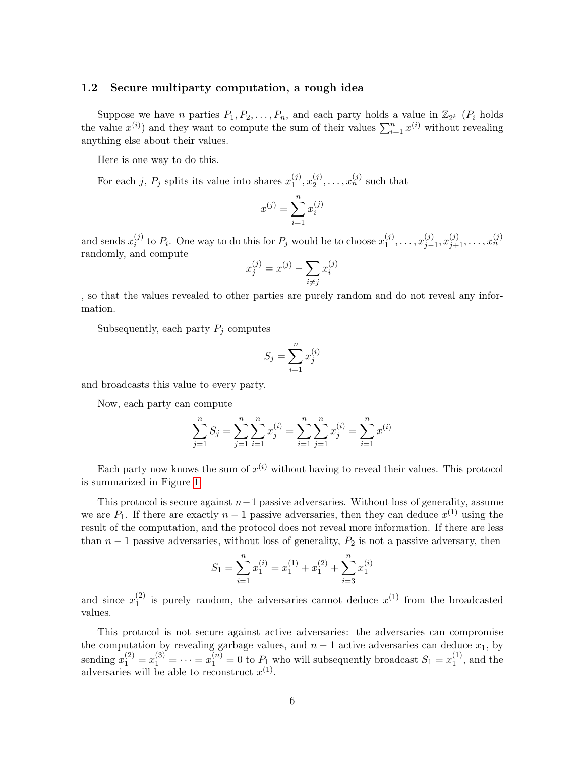### 1.2 Secure multiparty computation, a rough idea

Suppose we have $n$ parties $P_1, P_2, \ldots, P_n$, and each party holds a value in $\mathbb{Z}_{2^k}$ ($P_i$ holds the value $x^{(i)}$) and they want to compute the sum of their values $\sum_{i=1}^{n} x^{(i)}$ without revealing anything else about their values.

Here is one way to do this.

For each $j$, $P_j$ splits its value into shares $x_1^{(j)}, x_2^{(j)}, \ldots, x_n^{(j)}$ such that

$$x^{(j)} = \sum_{i=1}^{n} x_i^{(j)}$$

and sends $x_i^{(j)}$ to $P_i$. One way to do this for $P_j$ would be to choose $x_1^{(j)}, \ldots, x_{j-1}^{(j)}, x_{j+1}^{(j)}, \ldots, x_n^{(j)}$ randomly, and compute

$$x_j^{(j)} = x^{(j)} - \sum_{i \neq j} x_i^{(j)}$$

, so that the values revealed to other parties are purely random and do not reveal any information.

Subsequently, each party $P_j$ computes

$$S_j = \sum_{i=1}^{n} x_j^{(i)}$$

and broadcasts this value to every party.

Now, each party can compute

$$\sum_{j=1}^{n} S_j = \sum_{j=1}^{n} \sum_{i=1}^{n} x_j^{(i)} = \sum_{i=1}^{n} \sum_{j=1}^{n} x_j^{(i)} = \sum_{i=1}^{n} x^{(i)}$$

Each party now knows the sum of $x^{(i)}$ without having to reveal their values. This protocol is summarized in Figure 1.

This protocol is secure against $n-1$ passive adversaries. Without loss of generality, assume we are $P_1$. If there are exactly $n-1$ passive adversaries, then they can deduce $x^{(1)}$ using the result of the computation, and the protocol does not reveal more information. If there are less than $n-1$ passive adversaries, without loss of generality, $P_2$ is not a passive adversary, then

$$S_1 = \sum_{i=1}^{n} x_1^{(i)} = x_1^{(1)} + x_1^{(2)} + \sum_{i=3}^{n} x_1^{(i)}$$

and since $x_1^{(2)}$ is purely random, the adversaries cannot deduce $x^{(1)}$ from the broadcasted values.

This protocol is not secure against active adversaries: the adversaries can compromise the computation by revealing garbage values, and $n-1$ active adversaries can deduce $x_1$, by sending $x_1^{(2)} = x_1^{(3)} = \cdots = x_1^{(n)} = 0$ to $P_1$ who will subsequently broadcast $S_1 = x_1^{(1)}$, and the adversaries will be able to reconstruct $x^{(1)}$.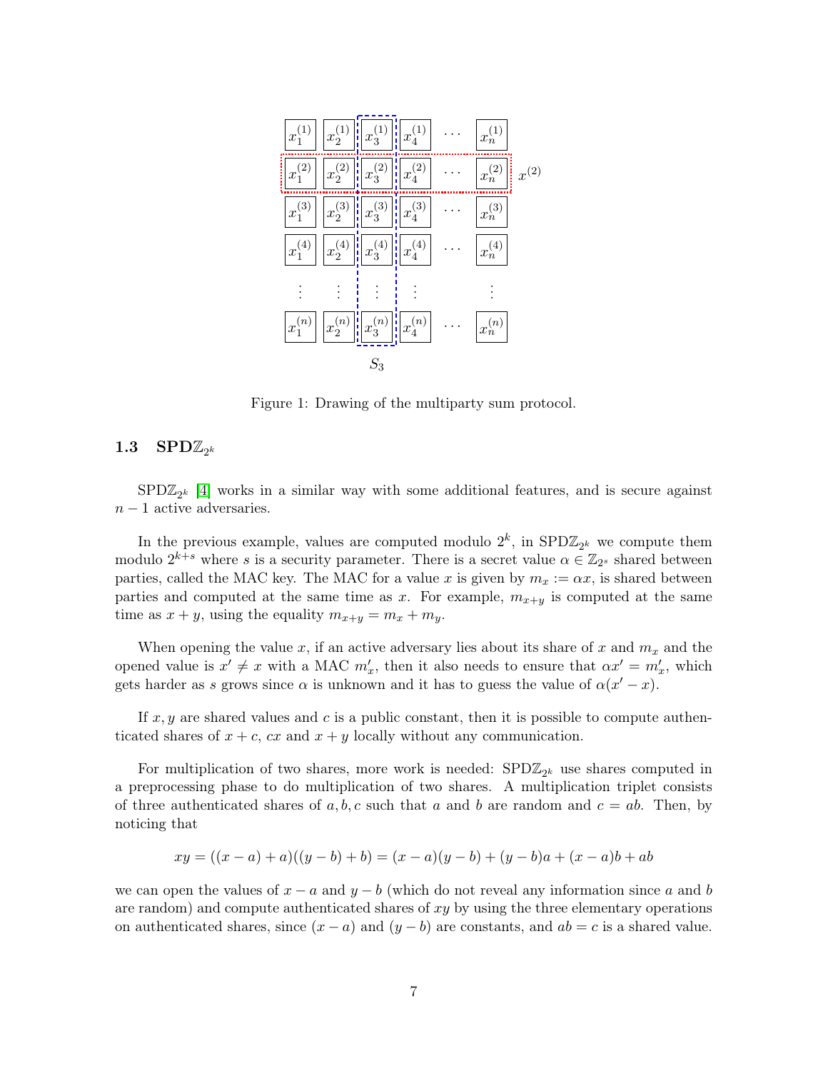Figure 1: Drawing of the multiparty sum protocol.

### 1.3 SPD$\mathbb{Z}_{2^k}$

SPD$\mathbb{Z}_{2^k}$ [4] works in a similar way with some additional features, and is secure against $n-1$ active adversaries.

In the previous example, values are computed modulo $2^k$, in SPD$\mathbb{Z}_{2^k}$ we compute them modulo $2^{k+s}$ where $s$ is a security parameter. There is a secret value $\alpha \in \mathbb{Z}_{2^s}$ shared between parties, called the MAC key. The MAC for a value $x$ is given by $m_x := \alpha x$, is shared between parties and computed at the same time as $x$. For example, $m_{x+y}$ is computed at the same time as $x+y$, using the equality $m_{x+y} = m_x + m_y$.

When opening the value $x$, if an active adversary lies about its share of $x$ and $m_x$ and the opened value is $x' \neq x$ with a MAC $m'_x$, then it also needs to ensure that $\alpha x' = m'_x$, which gets harder as $s$ grows since $\alpha$ is unknown and it has to guess the value of $\alpha(x'-x)$.

If $x, y$ are shared values and $c$ is a public constant, then it is possible to compute authenticated shares of $x+c$, $cx$ and $x+y$ locally without any communication.

For multiplication of two shares, more work is needed: SPD$\mathbb{Z}_{2^k}$ use shares computed in a preprocessing phase to do multiplication of two shares. A multiplication triplet consists of three authenticated shares of $a, b, c$ such that $a$ and $b$ are random and $c = ab$. Then, by noticing that

$$xy = ((x-a)+a)((y-b)+b) = (x-a)(y-b) + (y-b)a + (x-a)b + ab$$

we can open the values of $x-a$ and $y-b$ (which do not reveal any information since $a$ and $b$ are random) and compute authenticated shares of $xy$ by using the three elementary operations on authenticated shares, since $(x-a)$ and $(y-b)$ are constants, and $ab = c$ is a shared value.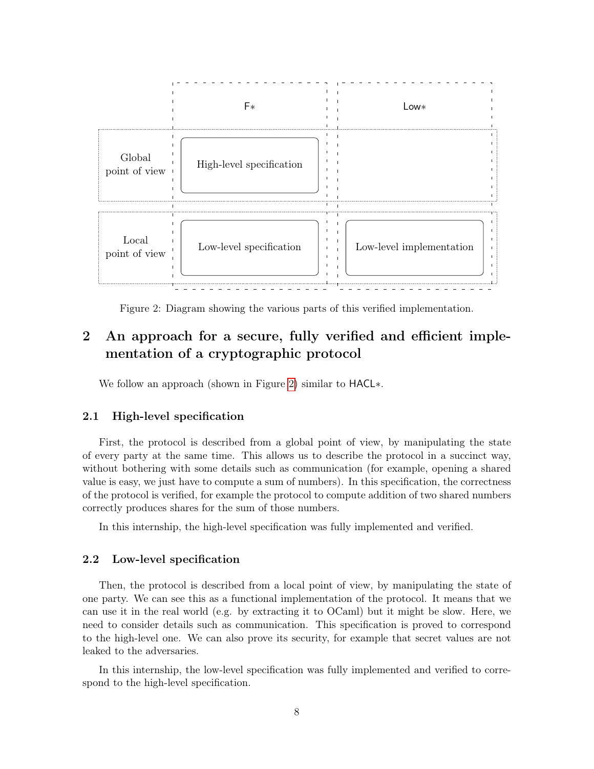| | F* | Low* |
|---|---|---|
| Global point of view | High-level specification | |
| Local point of view | Low-level specification | Low-level implementation |

Figure 2: Diagram showing the various parts of this verified implementation.

## 2 An approach for a secure, fully verified and efficient implementation of a cryptographic protocol

We follow an approach (shown in Figure 2) similar to HACL*.

### 2.1 High-level specification

First, the protocol is described from a global point of view, by manipulating the state of every party at the same time. This allows us to describe the protocol in a succinct way, without bothering with some details such as communication (for example, opening a shared value is easy, we just have to compute a sum of numbers). In this specification, the correctness of the protocol is verified, for example the protocol to compute addition of two shared numbers correctly produces shares for the sum of those numbers.

In this internship, the high-level specification was fully implemented and verified.

### 2.2 Low-level specification

Then, the protocol is described from a local point of view, by manipulating the state of one party. We can see this as a functional implementation of the protocol. It means that we can use it in the real world (e.g. by extracting it to OCaml) but it might be slow. Here, we need to consider details such as communication. This specification is proved to correspond to the high-level one. We can also prove its security, for example that secret values are not leaked to the adversaries.

In this internship, the low-level specification was fully implemented and verified to correspond to the high-level specification.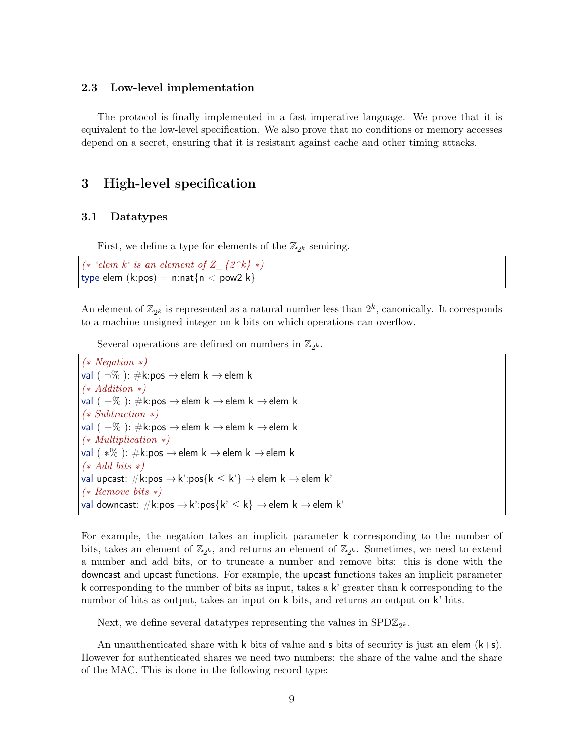### 2.3 Low-level implementation

The protocol is finally implemented in a fast imperative language. We prove that it is equivalent to the low-level specification. We also prove that no conditions or memory accesses depend on a secret, ensuring that it is resistant against cache and other timing attacks.

## 3 High-level specification

### 3.1 Datatypes

First, we define a type for elements of the $\mathbb{Z}_{2^k}$ semiring.

```
(* ‘elem k‘ is an element of Z_{2^k} *)
type elem (k:pos) = n:nat{n < pow2 k}
```

An element of $\mathbb{Z}_{2^k}$ is represented as a natural number less than $2^k$, canonically. It corresponds to a machine unsigned integer on k bits on which operations can overflow.

Several operations are defined on numbers in $\mathbb{Z}_{2^k}$.

```
(* Negation *)
val ( ¬% ): #k:pos → elem k → elem k
(* Addition *)
val ( +% ): #k:pos → elem k → elem k → elem k
(* Subtraction *)
val ( −% ): #k:pos → elem k → elem k → elem k
(* Multiplication *)
val ( *% ): #k:pos → elem k → elem k → elem k
(* Add bits *)
val upcast: #k:pos → k':pos{k ≤ k'} → elem k → elem k'
(* Remove bits *)
val downcast: #k:pos → k':pos{k' ≤ k} → elem k → elem k'
```

For example, the negation takes an implicit parameter k corresponding to the number of bits, takes an element of $\mathbb{Z}_{2^k}$, and returns an element of $\mathbb{Z}_{2^k}$. Sometimes, we need to extend a number and add bits, or to truncate a number and remove bits: this is done with the downcast and upcast functions. For example, the upcast functions takes an implicit parameter k corresponding to the number of bits as input, takes a k' greater than k corresponding to the numbor of bits as output, takes an input on k bits, and returns an output on k' bits.

Next, we define several datatypes representing the values in SPD$\mathbb{Z}_{2^k}$.

An unauthenticated share with k bits of value and s bits of security is just an elem (k+s). However for authenticated shares we need two numbers: the share of the value and the share of the MAC. This is done in the following record type: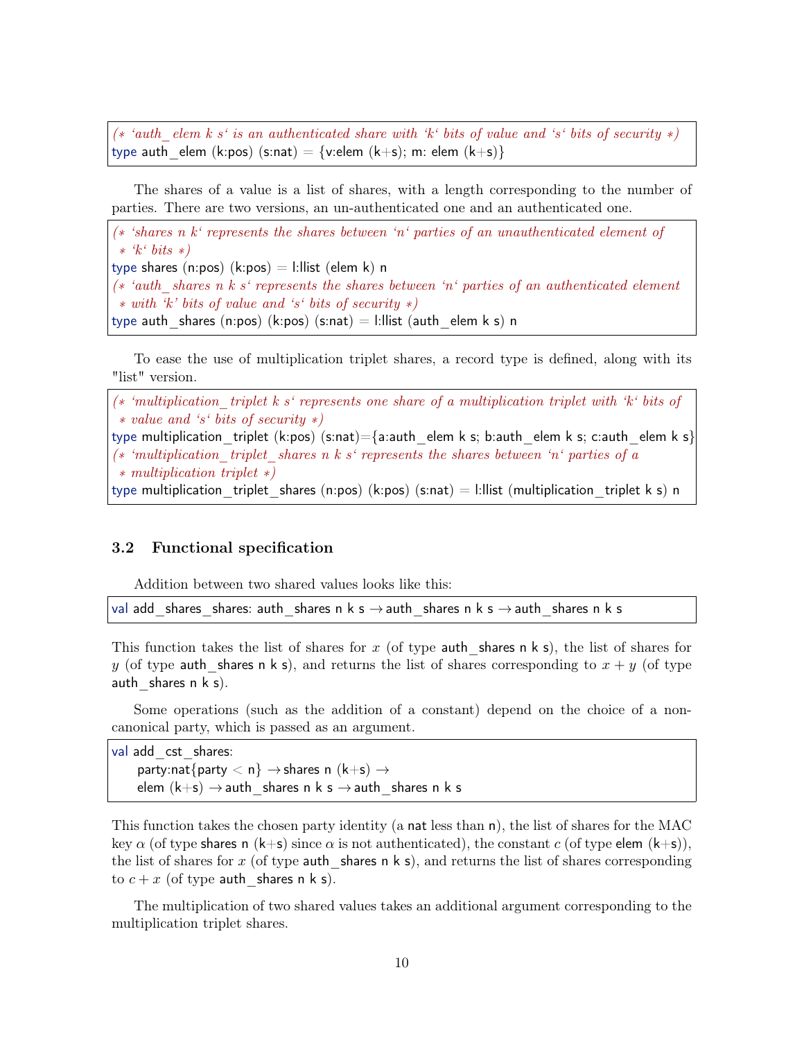```
(* ‘auth_elem k s‘ is an authenticated share with ‘k‘ bits of value and ‘s‘ bits of security *)
type auth_elem (k:pos) (s:nat) = {v:elem (k+s); m: elem (k+s)}
```

The shares of a value is a list of shares, with a length corresponding to the number of parties. There are two versions, an un-authenticated one and an authenticated one.

```
(* ‘shares n k‘ represents the shares between ‘n‘ parties of an unauthenticated element of
 * ‘k‘ bits *)
type shares (n:pos) (k:pos) = l:llist (elem k) n
(* ‘auth_shares n k s‘ represents the shares between ‘n‘ parties of an authenticated element
 * with ‘k’ bits of value and ‘s‘ bits of security *)
type auth_shares (n:pos) (k:pos) (s:nat) = l:llist (auth_elem k s) n
```

To ease the use of multiplication triplet shares, a record type is defined, along with its "list" version.

```
(* ‘multiplication_triplet k s‘ represents one share of a multiplication triplet with ‘k‘ bits of
 * value and ‘s‘ bits of security *)
type multiplication_triplet (k:pos) (s:nat)={a:auth_elem k s; b:auth_elem k s; c:auth_elem k s}
(* ‘multiplication_triplet_shares n k s‘ represents the shares between ‘n‘ parties of a
 * multiplication triplet *)
type multiplication_triplet_shares (n:pos) (k:pos) (s:nat) = l:llist (multiplication_triplet k s) n
```

### 3.2 Functional specification

Addition between two shared values looks like this:

```
val add_shares_shares: auth_shares n k s → auth_shares n k s → auth_shares n k s
```

This function takes the list of shares for $x$ (of type auth_shares n k s), the list of shares for $y$ (of type auth_shares n k s), and returns the list of shares corresponding to $x + y$ (of type auth_shares n k s).

Some operations (such as the addition of a constant) depend on the choice of a non-canonical party, which is passed as an argument.

```
val add_cst_shares:
    party:nat{party < n} → shares n (k+s) →
    elem (k+s) → auth_shares n k s → auth_shares n k s
```

This function takes the chosen party identity (a nat less than n), the list of shares for the MAC key $\alpha$ (of type shares n (k+s) since $\alpha$ is not authenticated), the constant $c$ (of type elem (k+s)), the list of shares for $x$ (of type auth_shares n k s), and returns the list of shares corresponding to $c + x$ (of type auth_shares n k s).

The multiplication of two shared values takes an additional argument corresponding to the multiplication triplet shares.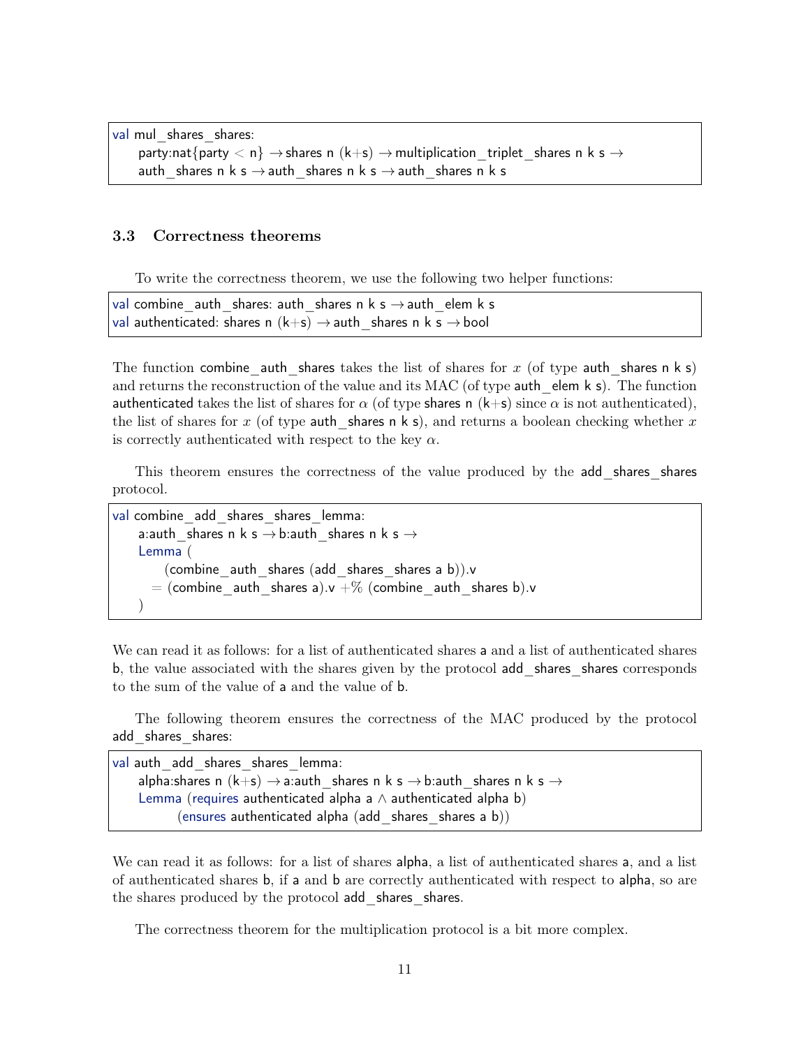```
val mul_shares_shares:
    party:nat{party < n} → shares n (k+s) → multiplication_triplet_shares n k s →
    auth_shares n k s → auth_shares n k s → auth_shares n k s
```

### 3.3 Correctness theorems

To write the correctness theorem, we use the following two helper functions:

```
val combine_auth_shares: auth_shares n k s → auth_elem k s
val authenticated: shares n (k+s) → auth_shares n k s → bool
```

The function combine_auth_shares takes the list of shares for $x$ (of type auth_shares n k s) and returns the reconstruction of the value and its MAC (of type auth_elem k s). The function authenticated takes the list of shares for $\alpha$ (of type shares n (k+s) since $\alpha$ is not authenticated), the list of shares for $x$ (of type auth_shares n k s), and returns a boolean checking whether $x$ is correctly authenticated with respect to the key $\alpha$.

This theorem ensures the correctness of the value produced by the add_shares_shares protocol.

```
val combine_add_shares_shares_lemma:
    a:auth_shares n k s → b:auth_shares n k s →
    Lemma (
        (combine_auth_shares (add_shares_shares a b)).v
      = (combine_auth_shares a).v +% (combine_auth_shares b).v
    )
```

We can read it as follows: for a list of authenticated shares a and a list of authenticated shares b, the value associated with the shares given by the protocol add_shares_shares corresponds to the sum of the value of a and the value of b.

The following theorem ensures the correctness of the MAC produced by the protocol add_shares_shares:

```
val auth_add_shares_shares_lemma:
    alpha:shares n (k+s) → a:auth_shares n k s → b:auth_shares n k s →
    Lemma (requires authenticated alpha a ∧ authenticated alpha b)
          (ensures authenticated alpha (add_shares_shares a b))
```

We can read it as follows: for a list of shares alpha, a list of authenticated shares a, and a list of authenticated shares b, if a and b are correctly authenticated with respect to alpha, so are the shares produced by the protocol add_shares_shares.

The correctness theorem for the multiplication protocol is a bit more complex.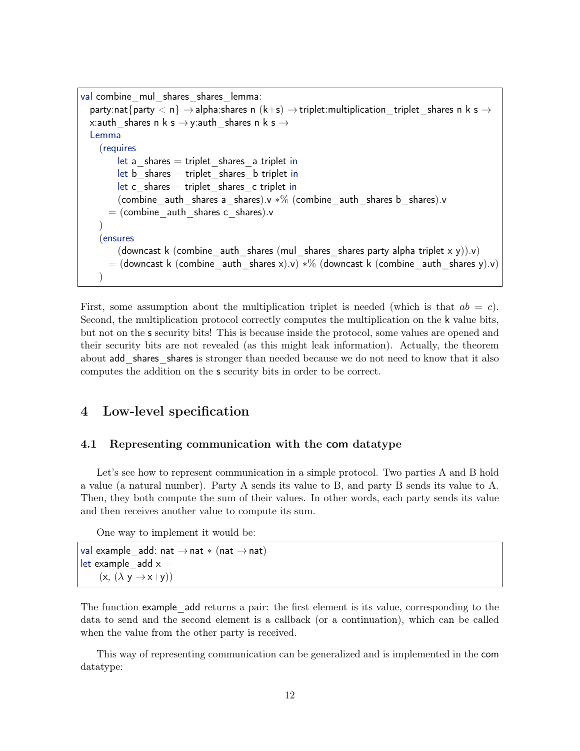```
val combine_mul_shares_shares_lemma:
  party:nat{party < n} → alpha:shares n (k+s) → triplet:multiplication_triplet_shares n k s →
  x:auth_shares n k s → y:auth_shares n k s →
  Lemma
    (requires
        let a_shares = triplet_shares_a triplet in
        let b_shares = triplet_shares_b triplet in
        let c_shares = triplet_shares_c triplet in
        (combine_auth_shares a_shares).v *% (combine_auth_shares b_shares).v
      = (combine_auth_shares c_shares).v
    )
    (ensures
        (downcast k (combine_auth_shares (mul_shares_shares party alpha triplet x y)).v)
      = (downcast k (combine_auth_shares x).v) *% (downcast k (combine_auth_shares y).v)
    )
```

First, some assumption about the multiplication triplet is needed (which is that $ab = c$). Second, the multiplication protocol correctly computes the multiplication on the k value bits, but not on the s security bits! This is because inside the protocol, some values are opened and their security bits are not revealed (as this might leak information). Actually, the theorem about add_shares_shares is stronger than needed because we do not need to know that it also computes the addition on the s security bits in order to be correct.

# 4 Low-level specification

## 4.1 Representing communication with the com datatype

Let's see how to represent communication in a simple protocol. Two parties A and B hold a value (a natural number). Party A sends its value to B, and party B sends its value to A. Then, they both compute the sum of their values. In other words, each party sends its value and then receives another value to compute its sum.

One way to implement it would be:

```
val example_add: nat → nat * (nat → nat)
let example_add x =
    (x, (λ y → x+y))
```

The function example_add returns a pair: the first element is its value, corresponding to the data to send and the second element is a callback (or a continuation), which can be called when the value from the other party is received.

This way of representing communication can be generalized and is implemented in the com datatype: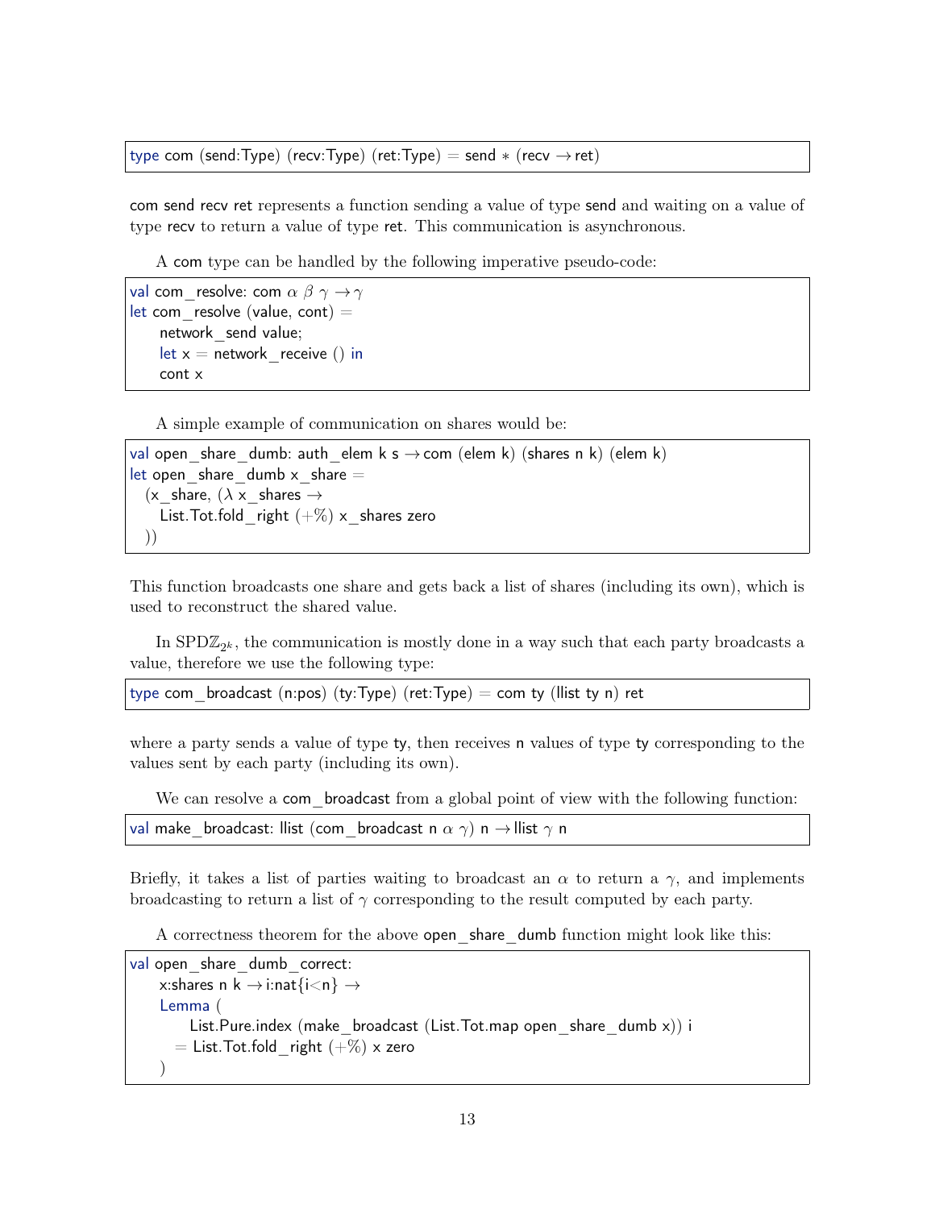```
type com (send:Type) (recv:Type) (ret:Type) = send * (recv → ret)
```

com send recv ret represents a function sending a value of type send and waiting on a value of type recv to return a value of type ret. This communication is asynchronous.

A com type can be handled by the following imperative pseudo-code:

```
val com_resolve: com α β γ → γ
let com_resolve (value, cont) =
    network_send value;
    let x = network_receive () in
    cont x
```

A simple example of communication on shares would be:

```
val open_share_dumb: auth_elem k s → com (elem k) (shares n k) (elem k)
let open_share_dumb x_share =
  (x_share, (λ x_shares →
    List.Tot.fold_right (+%) x_shares zero
  ))
```

This function broadcasts one share and gets back a list of shares (including its own), which is used to reconstruct the shared value.

In SPD$\mathbb{Z}_{2^k}$, the communication is mostly done in a way such that each party broadcasts a value, therefore we use the following type:

```
type com_broadcast (n:pos) (ty:Type) (ret:Type) = com ty (llist ty n) ret
```

where a party sends a value of type ty, then receives n values of type ty corresponding to the values sent by each party (including its own).

We can resolve a com_broadcast from a global point of view with the following function:

```
val make_broadcast: llist (com_broadcast n α γ) n → llist γ n
```

Briefly, it takes a list of parties waiting to broadcast an $\alpha$ to return a $\gamma$, and implements broadcasting to return a list of $\gamma$ corresponding to the result computed by each party.

A correctness theorem for the above open_share_dumb function might look like this:

```
val open_share_dumb_correct:
    x:shares n k → i:nat{i<n} →
    Lemma (
        List.Pure.index (make_broadcast (List.Tot.map open_share_dumb x)) i
      = List.Tot.fold_right (+%) x zero
    )
```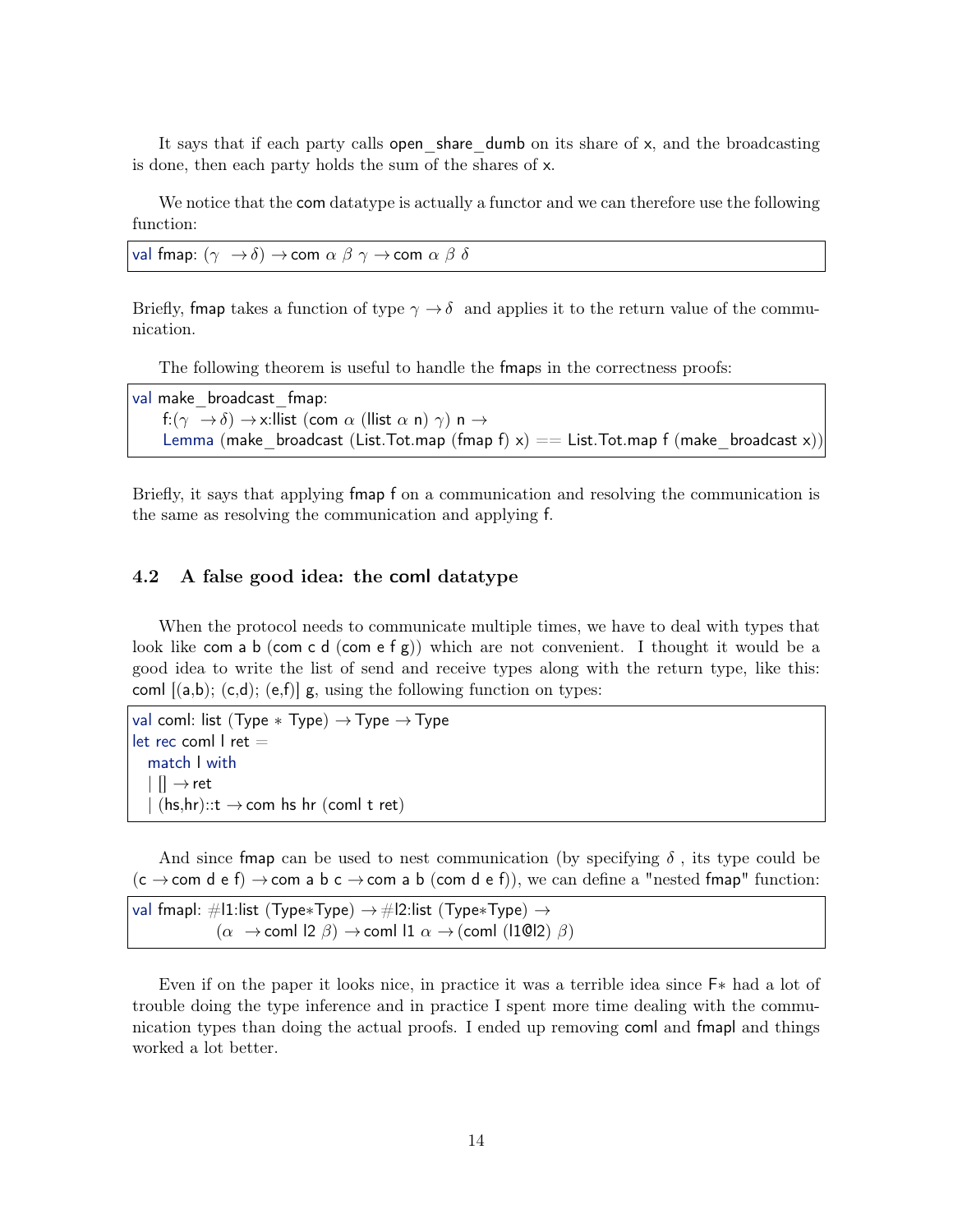It says that if each party calls open_share_dumb on its share of x, and the broadcasting is done, then each party holds the sum of the shares of x.

We notice that the com datatype is actually a functor and we can therefore use the following function:

```
val fmap: (γ → δ) → com α β γ → com α β δ
```

Briefly, fmap takes a function of type $\gamma \rightarrow \delta$ and applies it to the return value of the communication.

The following theorem is useful to handle the fmaps in the correctness proofs:

```
val make_broadcast_fmap:
    f:(γ → δ) → x:llist (com α (llist α n) γ) n →
    Lemma (make_broadcast (List.Tot.map (fmap f) x) == List.Tot.map f (make_broadcast x))
```

Briefly, it says that applying fmap f on a communication and resolving the communication is the same as resolving the communication and applying f.

### 4.2 A false good idea: the coml datatype

When the protocol needs to communicate multiple times, we have to deal with types that look like com a b (com c d (com e f g)) which are not convenient. I thought it would be a good idea to write the list of send and receive types along with the return type, like this: coml [(a,b); (c,d); (e,f)] g, using the following function on types:

```
val coml: list (Type ∗ Type) → Type → Type
let rec coml l ret =
  match l with
  | [] → ret
  | (hs,hr)::t → com hs hr (coml t ret)
```

And since fmap can be used to nest communication (by specifying $\delta$, its type could be (c → com d e f) → com a b c → com a b (com d e f)), we can define a "nested fmap" function:

```
val fmapl: #l1:list (Type∗Type) → #l2:list (Type∗Type) →
           (α → coml l2 β) → coml l1 α → (coml (l1@l2) β)
```

Even if on the paper it looks nice, in practice it was a terrible idea since F∗ had a lot of trouble doing the type inference and in practice I spent more time dealing with the communication types than doing the actual proofs. I ended up removing coml and fmapl and things worked a lot better.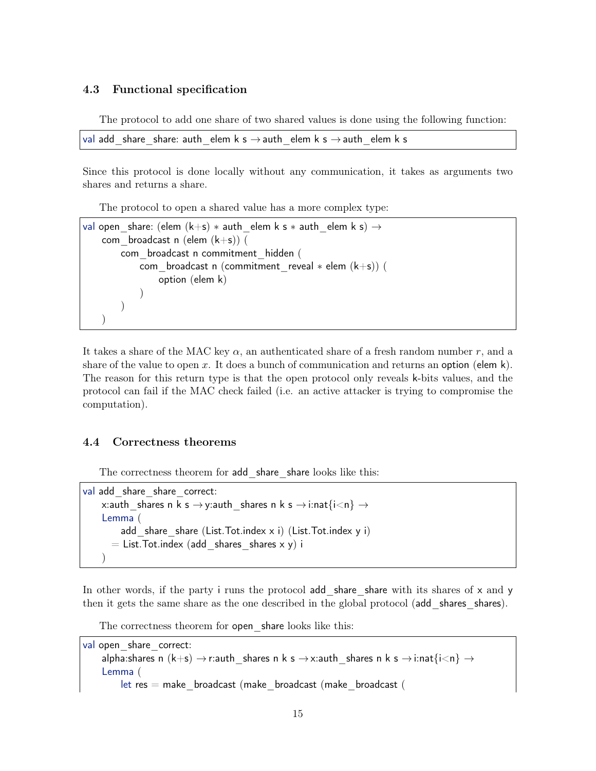### 4.3 Functional specification

The protocol to add one share of two shared values is done using the following function:

```
val add_share_share: auth_elem k s → auth_elem k s → auth_elem k s
```

Since this protocol is done locally without any communication, it takes as arguments two shares and returns a share.

The protocol to open a shared value has a more complex type:

```
val open_share: (elem (k+s) ∗ auth_elem k s ∗ auth_elem k s) →
    com_broadcast n (elem (k+s)) (
        com_broadcast n commitment_hidden (
            com_broadcast n (commitment_reveal ∗ elem (k+s)) (
                option (elem k)
            )
        )
    )
```

It takes a share of the MAC key $\alpha$, an authenticated share of a fresh random number $r$, and a share of the value to open $x$. It does a bunch of communication and returns an option (elem k). The reason for this return type is that the open protocol only reveals k-bits values, and the protocol can fail if the MAC check failed (i.e. an active attacker is trying to compromise the computation).

### 4.4 Correctness theorems

The correctness theorem for add_share_share looks like this:

```
val add_share_share_correct:
    x:auth_shares n k s → y:auth_shares n k s → i:nat{i<n} →
    Lemma (
        add_share_share (List.Tot.index x i) (List.Tot.index y i)
      = List.Tot.index (add_shares_shares x y) i
    )
```

In other words, if the party i runs the protocol add_share_share with its shares of x and y then it gets the same share as the one described in the global protocol (add_shares_shares).

The correctness theorem for open_share looks like this:

```
val open_share_correct:
    alpha:shares n (k+s) → r:auth_shares n k s → x:auth_shares n k s → i:nat{i<n} →
    Lemma (
        let res = make_broadcast (make_broadcast (make_broadcast (
```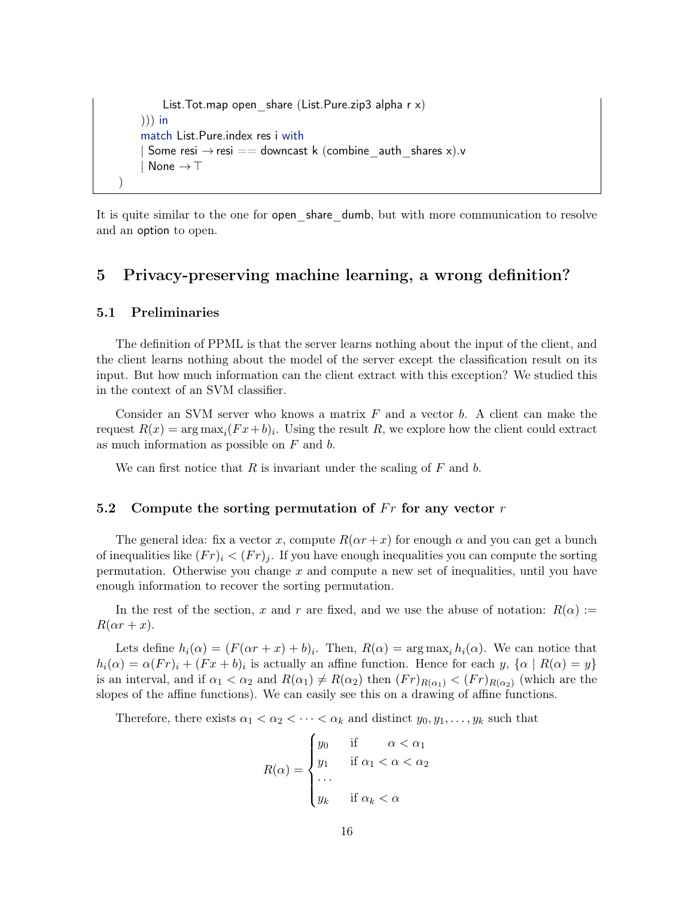```
        List.Tot.map open_share (List.Pure.zip3 alpha r x)
      ))) in
      match List.Pure.index res i with
      | Some resi → resi == downcast k (combine_auth_shares x).v
      | None → ⊤
  )
```

It is quite similar to the one for open_share_dumb, but with more communication to resolve and an option to open.

## 5 Privacy-preserving machine learning, a wrong definition?

### 5.1 Preliminaries

The definition of PPML is that the server learns nothing about the input of the client, and the client learns nothing about the model of the server except the classification result on its input. But how much information can the client extract with this exception? We studied this in the context of an SVM classifier.

Consider an SVM server who knows a matrix $F$ and a vector $b$. A client can make the request $R(x) = \arg\max_i (Fx + b)_i$. Using the result $R$, we explore how the client could extract as much information as possible on $F$ and $b$.

We can first notice that $R$ is invariant under the scaling of $F$ and $b$.

### 5.2 Compute the sorting permutation of $Fr$ for any vector $r$

The general idea: fix a vector $x$, compute $R(\alpha r + x)$ for enough $\alpha$ and you can get a bunch of inequalities like $(Fr)_i < (Fr)_j$. If you have enough inequalities you can compute the sorting permutation. Otherwise you change $x$ and compute a new set of inequalities, until you have enough information to recover the sorting permutation.

In the rest of the section, $x$ and $r$ are fixed, and we use the abuse of notation: $R(\alpha) := R(\alpha r + x)$.

Lets define $h_i(\alpha) = (F(\alpha r + x) + b)_i$. Then, $R(\alpha) = \arg\max_i h_i(\alpha)$. We can notice that $h_i(\alpha) = \alpha(Fr)_i + (Fx + b)_i$ is actually an affine function. Hence for each $y$, $\{\alpha \mid R(\alpha) = y\}$ is an interval, and if $\alpha_1 < \alpha_2$ and $R(\alpha_1) \neq R(\alpha_2)$ then $(Fr)_{R(\alpha_1)} < (Fr)_{R(\alpha_2)}$ (which are the slopes of the affine functions). We can easily see this on a drawing of affine functions.

Therefore, there exists $\alpha_1 < \alpha_2 < \cdots < \alpha_k$ and distinct $y_0, y_1, \ldots, y_k$ such that

$$R(\alpha) = \begin{cases} y_0 & \text{if} \quad \alpha < \alpha_1 \\ y_1 & \text{if } \alpha_1 < \alpha < \alpha_2 \\ \cdots & \\ y_k & \text{if } \alpha_k < \alpha \end{cases}$$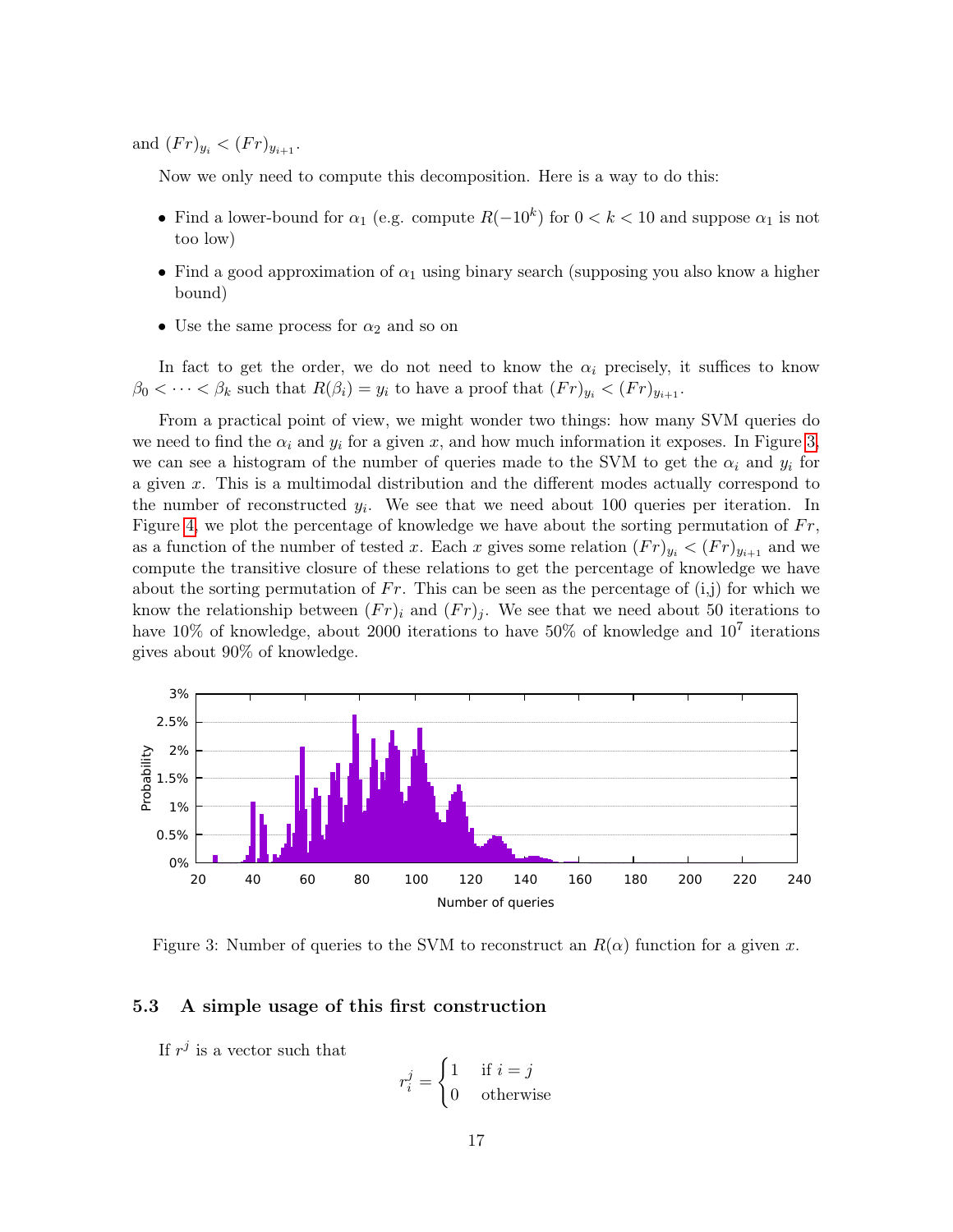and $(Fr)_{y_i} < (Fr)_{y_{i+1}}$.

Now we only need to compute this decomposition. Here is a way to do this:

- Find a lower-bound for $\alpha_1$ (e.g. compute $R(-10^k)$ for $0 < k < 10$ and suppose $\alpha_1$ is not too low)
- Find a good approximation of $\alpha_1$ using binary search (supposing you also know a higher bound)
- Use the same process for $\alpha_2$ and so on

In fact to get the order, we do not need to know the $\alpha_i$ precisely, it suffices to know $\beta_0 < \cdots < \beta_k$ such that $R(\beta_i) = y_i$ to have a proof that $(Fr)_{y_i} < (Fr)_{y_{i+1}}$.

From a practical point of view, we might wonder two things: how many SVM queries do we need to find the $\alpha_i$ and $y_i$ for a given $x$, and how much information it exposes. In Figure 3, we can see a histogram of the number of queries made to the SVM to get the $\alpha_i$ and $y_i$ for a given $x$. This is a multimodal distribution and the different modes actually correspond to the number of reconstructed $y_i$. We see that we need about 100 queries per iteration. In Figure 4, we plot the percentage of knowledge we have about the sorting permutation of $Fr$, as a function of the number of tested $x$. Each $x$ gives some relation $(Fr)_{y_i} < (Fr)_{y_{i+1}}$ and we compute the transitive closure of these relations to get the percentage of knowledge we have about the sorting permutation of $Fr$. This can be seen as the percentage of (i,j) for which we know the relationship between $(Fr)_i$ and $(Fr)_j$. We see that we need about 50 iterations to have 10% of knowledge, about 2000 iterations to have 50% of knowledge and $10^7$ iterations gives about 90% of knowledge.

Figure 3: Number of queries to the SVM to reconstruct an $R(\alpha)$ function for a given $x$.

### 5.3 A simple usage of this first construction

If $r^j$ is a vector such that

$$r_i^j = \begin{cases} 1 & \text{if } i = j \\ 0 & \text{otherwise} \end{cases}$$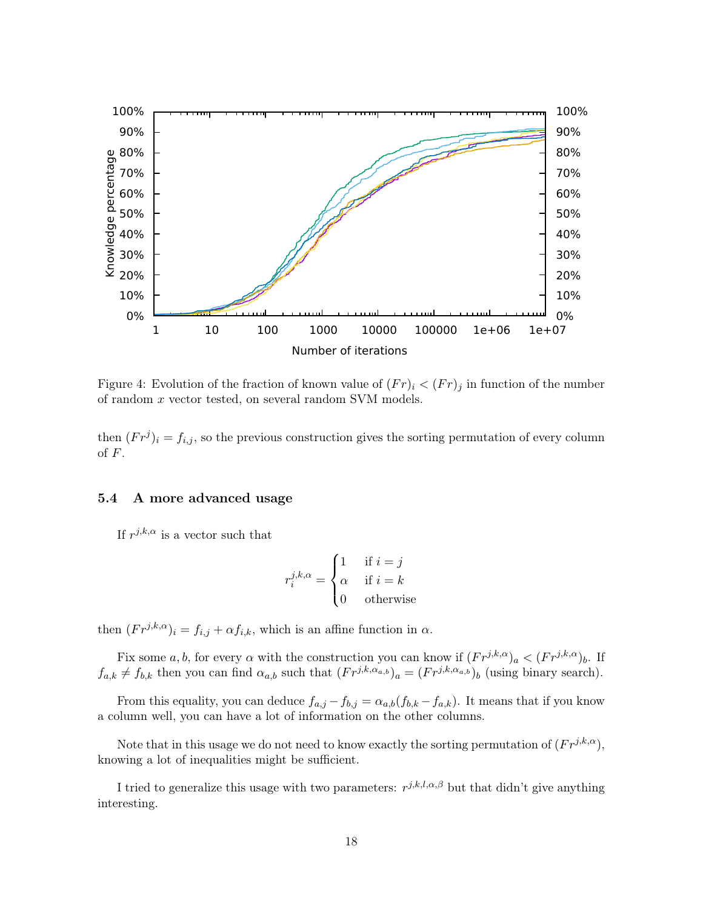Figure 4: Evolution of the fraction of known value of $(Fr)_i < (Fr)_j$ in function of the number of random $x$ vector tested, on several random SVM models.

then $(Fr^j)_i = f_{i,j}$, so the previous construction gives the sorting permutation of every column of $F$.

### 5.4 A more advanced usage

If $r^{j,k,\alpha}$ is a vector such that

$$r_i^{j,k,\alpha} = \begin{cases} 1 & \text{if } i = j \\ \alpha & \text{if } i = k \\ 0 & \text{otherwise} \end{cases}$$

then $(Fr^{j,k,\alpha})_i = f_{i,j} + \alpha f_{i,k}$, which is an affine function in $\alpha$.

Fix some $a, b$, for every $\alpha$ with the construction you can know if $(Fr^{j,k,\alpha})_a < (Fr^{j,k,\alpha})_b$. If $f_{a,k} \neq f_{b,k}$ then you can find $\alpha_{a,b}$ such that $(Fr^{j,k,\alpha_{a,b}})_a = (Fr^{j,k,\alpha_{a,b}})_b$ (using binary search).

From this equality, you can deduce $f_{a,j} - f_{b,j} = \alpha_{a,b}(f_{b,k} - f_{a,k})$. It means that if you know a column well, you can have a lot of information on the other columns.

Note that in this usage we do not need to know exactly the sorting permutation of $(Fr^{j,k,\alpha})$, knowing a lot of inequalities might be sufficient.

I tried to generalize this usage with two parameters: $r^{j,k,l,\alpha,\beta}$ but that didn't give anything interesting.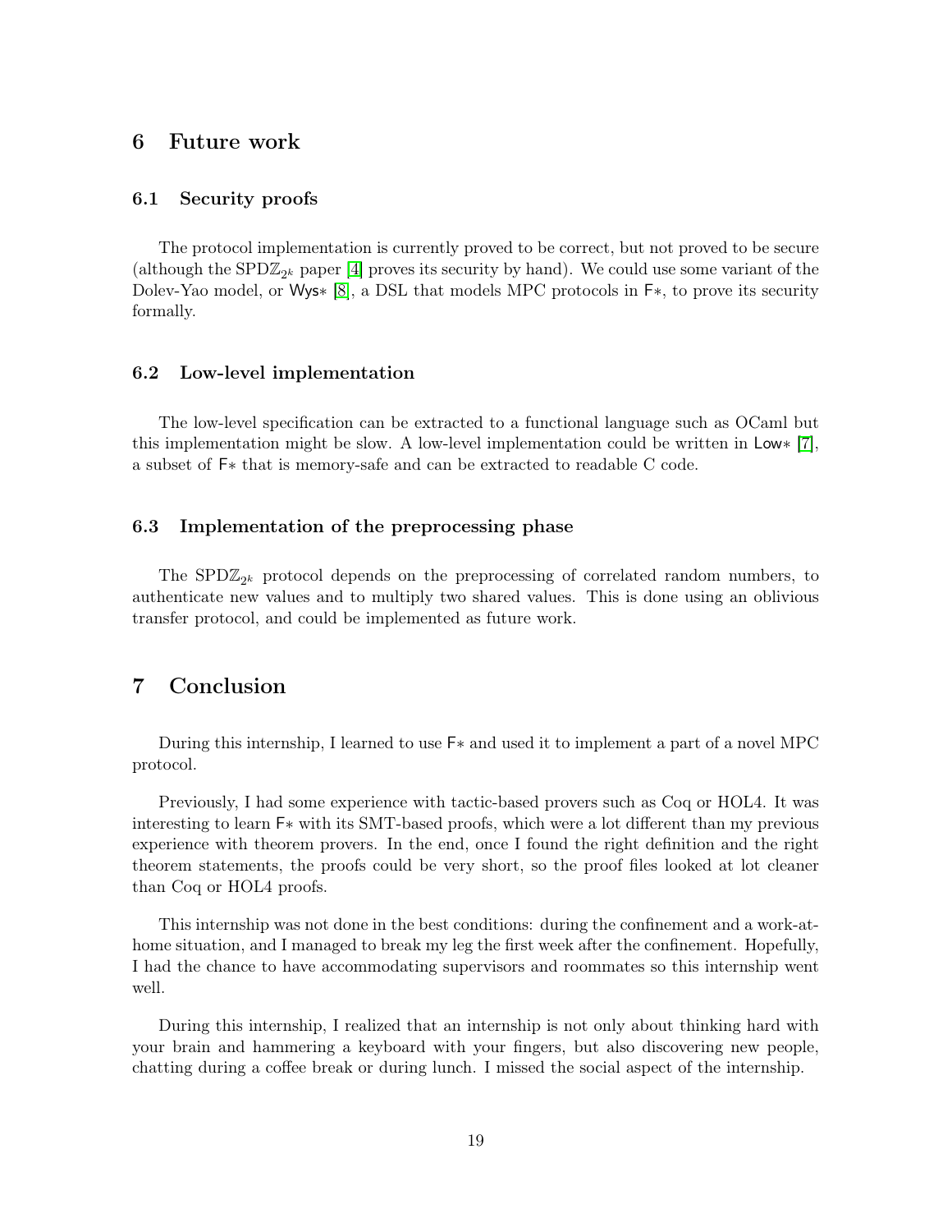# 6 Future work

## 6.1 Security proofs

The protocol implementation is currently proved to be correct, but not proved to be secure (although the SPD$\mathbb{Z}_{2^k}$ paper [4] proves its security by hand). We could use some variant of the Dolev-Yao model, or Wys∗ [8], a DSL that models MPC protocols in F∗, to prove its security formally.

## 6.2 Low-level implementation

The low-level specification can be extracted to a functional language such as OCaml but this implementation might be slow. A low-level implementation could be written in Low∗ [7], a subset of F∗ that is memory-safe and can be extracted to readable C code.

## 6.3 Implementation of the preprocessing phase

The SPD$\mathbb{Z}_{2^k}$ protocol depends on the preprocessing of correlated random numbers, to authenticate new values and to multiply two shared values. This is done using an oblivious transfer protocol, and could be implemented as future work.

# 7 Conclusion

During this internship, I learned to use F∗ and used it to implement a part of a novel MPC protocol.

Previously, I had some experience with tactic-based provers such as Coq or HOL4. It was interesting to learn F∗ with its SMT-based proofs, which were a lot different than my previous experience with theorem provers. In the end, once I found the right definition and the right theorem statements, the proofs could be very short, so the proof files looked at lot cleaner than Coq or HOL4 proofs.

This internship was not done in the best conditions: during the confinement and a work-at-home situation, and I managed to break my leg the first week after the confinement. Hopefully, I had the chance to have accommodating supervisors and roommates so this internship went well.

During this internship, I realized that an internship is not only about thinking hard with your brain and hammering a keyboard with your fingers, but also discovering new people, chatting during a coffee break or during lunch. I missed the social aspect of the internship.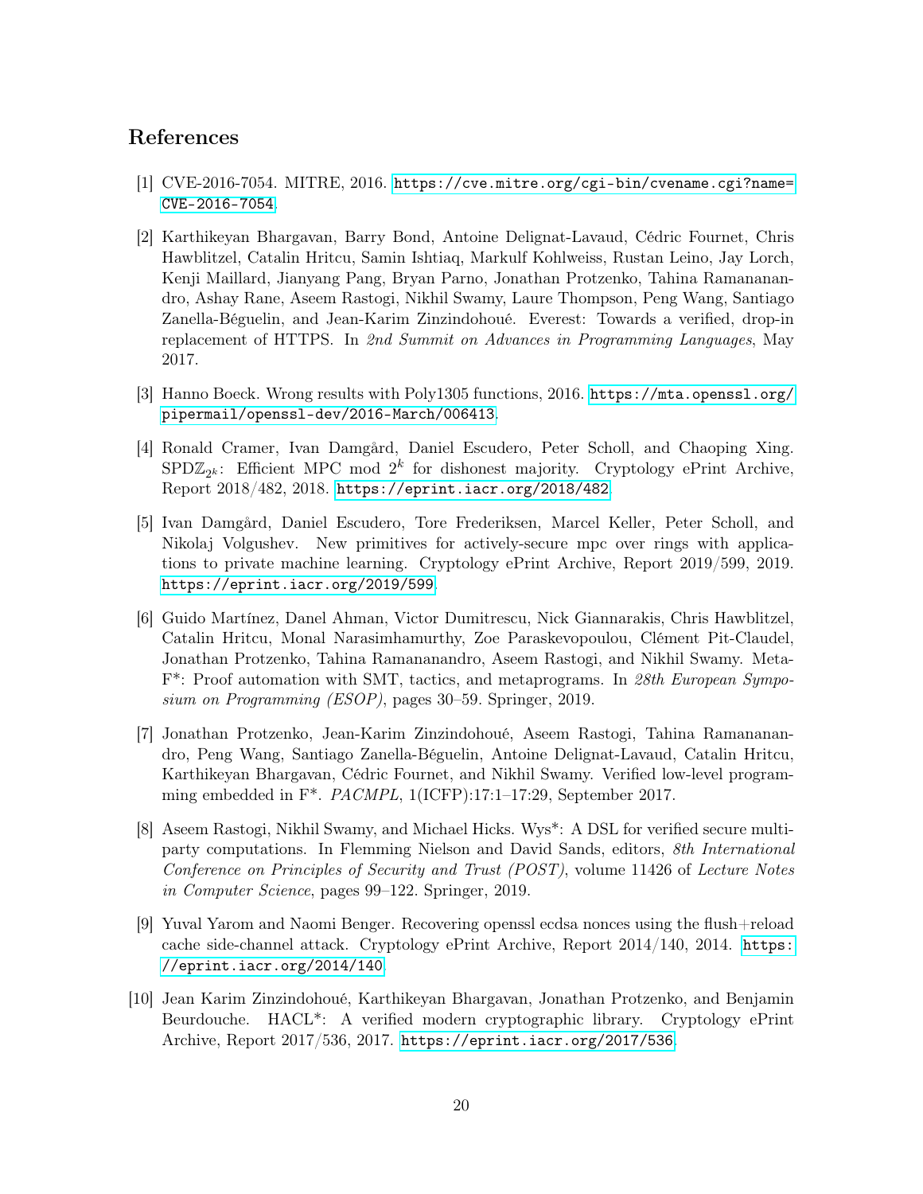## References

[1] CVE-2016-7054. MITRE, 2016. https://cve.mitre.org/cgi-bin/cvename.cgi?name=CVE-2016-7054.

[2] Karthikeyan Bhargavan, Barry Bond, Antoine Delignat-Lavaud, Cédric Fournet, Chris Hawblitzel, Catalin Hritcu, Samin Ishtiaq, Markulf Kohlweiss, Rustan Leino, Jay Lorch, Kenji Maillard, Jianyang Pang, Bryan Parno, Jonathan Protzenko, Tahina Ramananandro, Ashay Rane, Aseem Rastogi, Nikhil Swamy, Laure Thompson, Peng Wang, Santiago Zanella-Béguelin, and Jean-Karim Zinzindohoué. Everest: Towards a verified, drop-in replacement of HTTPS. In *2nd Summit on Advances in Programming Languages*, May 2017.

[3] Hanno Boeck. Wrong results with Poly1305 functions, 2016. https://mta.openssl.org/pipermail/openssl-dev/2016-March/006413.

[4] Ronald Cramer, Ivan Damgård, Daniel Escudero, Peter Scholl, and Chaoping Xing. SPD$\mathbb{Z}_{2^k}$: Efficient MPC mod $2^k$ for dishonest majority. Cryptology ePrint Archive, Report 2018/482, 2018. https://eprint.iacr.org/2018/482.

[5] Ivan Damgård, Daniel Escudero, Tore Frederiksen, Marcel Keller, Peter Scholl, and Nikolaj Volgushev. New primitives for actively-secure mpc over rings with applications to private machine learning. Cryptology ePrint Archive, Report 2019/599, 2019. https://eprint.iacr.org/2019/599.

[6] Guido Martínez, Danel Ahman, Victor Dumitrescu, Nick Giannarakis, Chris Hawblitzel, Catalin Hritcu, Monal Narasimhamurthy, Zoe Paraskevopoulou, Clément Pit-Claudel, Jonathan Protzenko, Tahina Ramananandro, Aseem Rastogi, and Nikhil Swamy. Meta-F*: Proof automation with SMT, tactics, and metaprograms. In *28th European Symposium on Programming (ESOP)*, pages 30–59. Springer, 2019.

[7] Jonathan Protzenko, Jean-Karim Zinzindohoué, Aseem Rastogi, Tahina Ramananandro, Peng Wang, Santiago Zanella-Béguelin, Antoine Delignat-Lavaud, Catalin Hritcu, Karthikeyan Bhargavan, Cédric Fournet, and Nikhil Swamy. Verified low-level programming embedded in F*. *PACMPL*, 1(ICFP):17:1–17:29, September 2017.

[8] Aseem Rastogi, Nikhil Swamy, and Michael Hicks. Wys*: A DSL for verified secure multi-party computations. In Flemming Nielson and David Sands, editors, *8th International Conference on Principles of Security and Trust (POST)*, volume 11426 of *Lecture Notes in Computer Science*, pages 99–122. Springer, 2019.

[9] Yuval Yarom and Naomi Benger. Recovering openssl ecdsa nonces using the flush+reload cache side-channel attack. Cryptology ePrint Archive, Report 2014/140, 2014. https://eprint.iacr.org/2014/140.

[10] Jean Karim Zinzindohoué, Karthikeyan Bhargavan, Jonathan Protzenko, and Benjamin Beurdouche. HACL*: A verified modern cryptographic library. Cryptology ePrint Archive, Report 2017/536, 2017. https://eprint.iacr.org/2017/536.